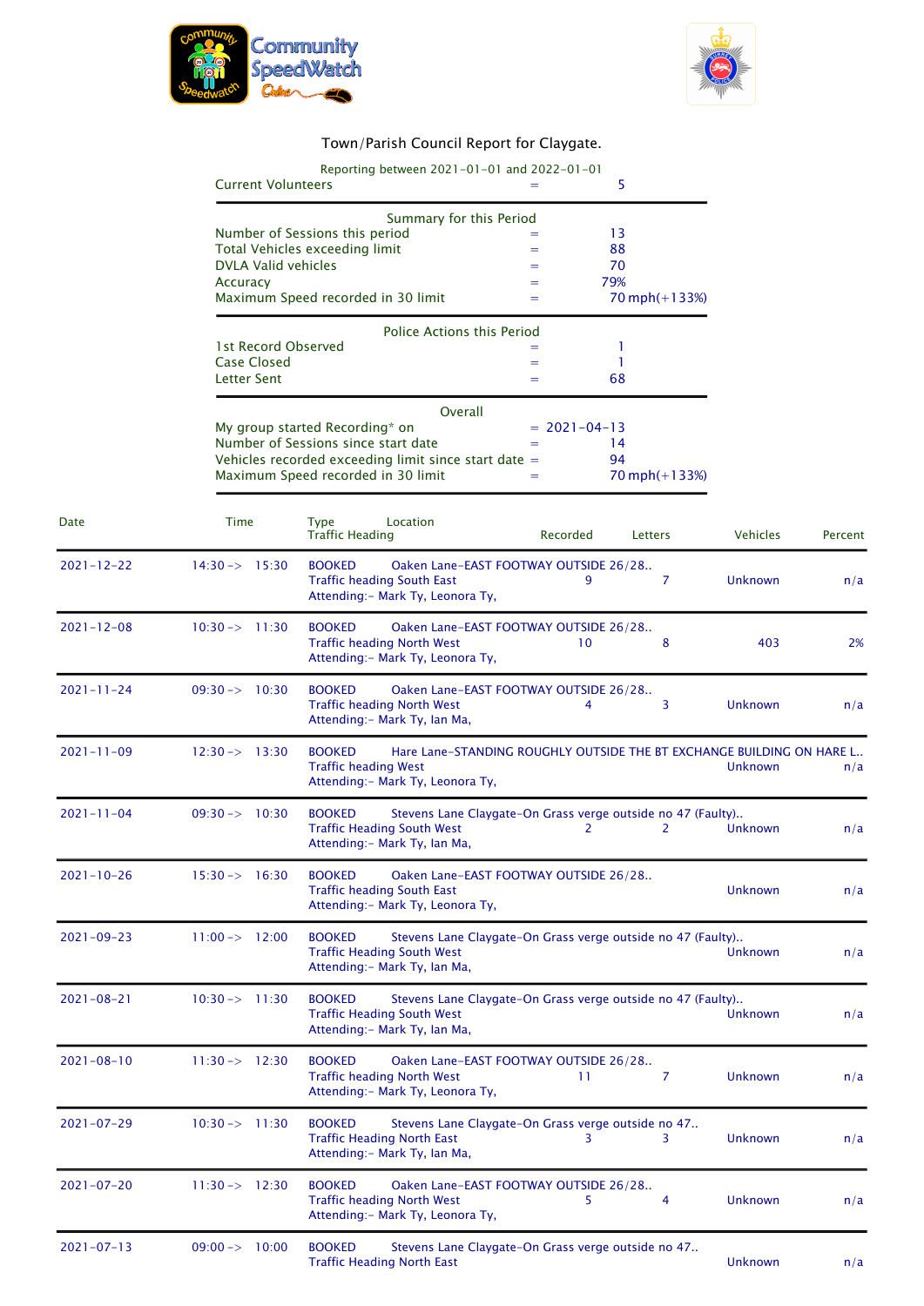Community SpeedWatch Online

# Town/Parish Council Report for Claygate.

Reporting between 2021-01-01 and 2022-01-01

| | | |
|---|---|---|
| Current Volunteers | = | 5 |

**Summary for this Period**

| | | |
|---|---|---|
| Number of Sessions this period | = | 13 |
| Total Vehicles exceeding limit | = | 88 |
| DVLA Valid vehicles | = | 70 |
| Accuracy | = | 79% |
| Maximum Speed recorded in 30 limit | = | 70 mph(+133%) |

**Police Actions this Period**

| | | |
|---|---|---|
| 1st Record Observed | = | 1 |
| Case Closed | = | 1 |
| Letter Sent | = | 68 |

**Overall**

| | | |
|---|---|---|
| My group started Recording* on | = | 2021-04-13 |
| Number of Sessions since start date | = | 14 |
| Vehicles recorded exceeding limit since start date | = | 94 |
| Maximum Speed recorded in 30 limit | = | 70 mph(+133%) |

| Date | Time | Type / Location / Traffic Heading | Recorded | Letters | Vehicles | Percent |
|---|---|---|---|---|---|---|
| 2021-12-22 | 14:30 -> 15:30 | BOOKED Oaken Lane-EAST FOOTWAY OUTSIDE 26/28.. Traffic heading South East Attending:- Mark Ty, Leonora Ty, | 9 | 7 | Unknown | n/a |
| 2021-12-08 | 10:30 -> 11:30 | BOOKED Oaken Lane-EAST FOOTWAY OUTSIDE 26/28.. Traffic heading North West Attending:- Mark Ty, Leonora Ty, | 10 | 8 | 403 | 2% |
| 2021-11-24 | 09:30 -> 10:30 | BOOKED Oaken Lane-EAST FOOTWAY OUTSIDE 26/28.. Traffic heading North West Attending:- Mark Ty, Ian Ma, | 4 | 3 | Unknown | n/a |
| 2021-11-09 | 12:30 -> 13:30 | BOOKED Hare Lane-STANDING ROUGHLY OUTSIDE THE BT EXCHANGE BUILDING ON HARE L.. Traffic heading West Attending:- Mark Ty, Leonora Ty, | | | Unknown | n/a |
| 2021-11-04 | 09:30 -> 10:30 | BOOKED Stevens Lane Claygate-On Grass verge outside no 47 (Faulty).. Traffic Heading South West Attending:- Mark Ty, Ian Ma, | 2 | 2 | Unknown | n/a |
| 2021-10-26 | 15:30 -> 16:30 | BOOKED Oaken Lane-EAST FOOTWAY OUTSIDE 26/28.. Traffic heading South East Attending:- Mark Ty, Leonora Ty, | | | Unknown | n/a |
| 2021-09-23 | 11:00 -> 12:00 | BOOKED Stevens Lane Claygate-On Grass verge outside no 47 (Faulty).. Traffic Heading South West Attending:- Mark Ty, Ian Ma, | | | Unknown | n/a |
| 2021-08-21 | 10:30 -> 11:30 | BOOKED Stevens Lane Claygate-On Grass verge outside no 47 (Faulty).. Traffic Heading South West Attending:- Mark Ty, Ian Ma, | | | Unknown | n/a |
| 2021-08-10 | 11:30 -> 12:30 | BOOKED Oaken Lane-EAST FOOTWAY OUTSIDE 26/28.. Traffic heading North West Attending:- Mark Ty, Leonora Ty, | 11 | 7 | Unknown | n/a |
| 2021-07-29 | 10:30 -> 11:30 | BOOKED Stevens Lane Claygate-On Grass verge outside no 47.. Traffic Heading North East Attending:- Mark Ty, Ian Ma, | 3 | 3 | Unknown | n/a |
| 2021-07-20 | 11:30 -> 12:30 | BOOKED Oaken Lane-EAST FOOTWAY OUTSIDE 26/28.. Traffic heading North West Attending:- Mark Ty, Leonora Ty, | 5 | 4 | Unknown | n/a |
| 2021-07-13 | 09:00 -> 10:00 | BOOKED Stevens Lane Claygate-On Grass verge outside no 47.. Traffic Heading North East | | | Unknown | n/a |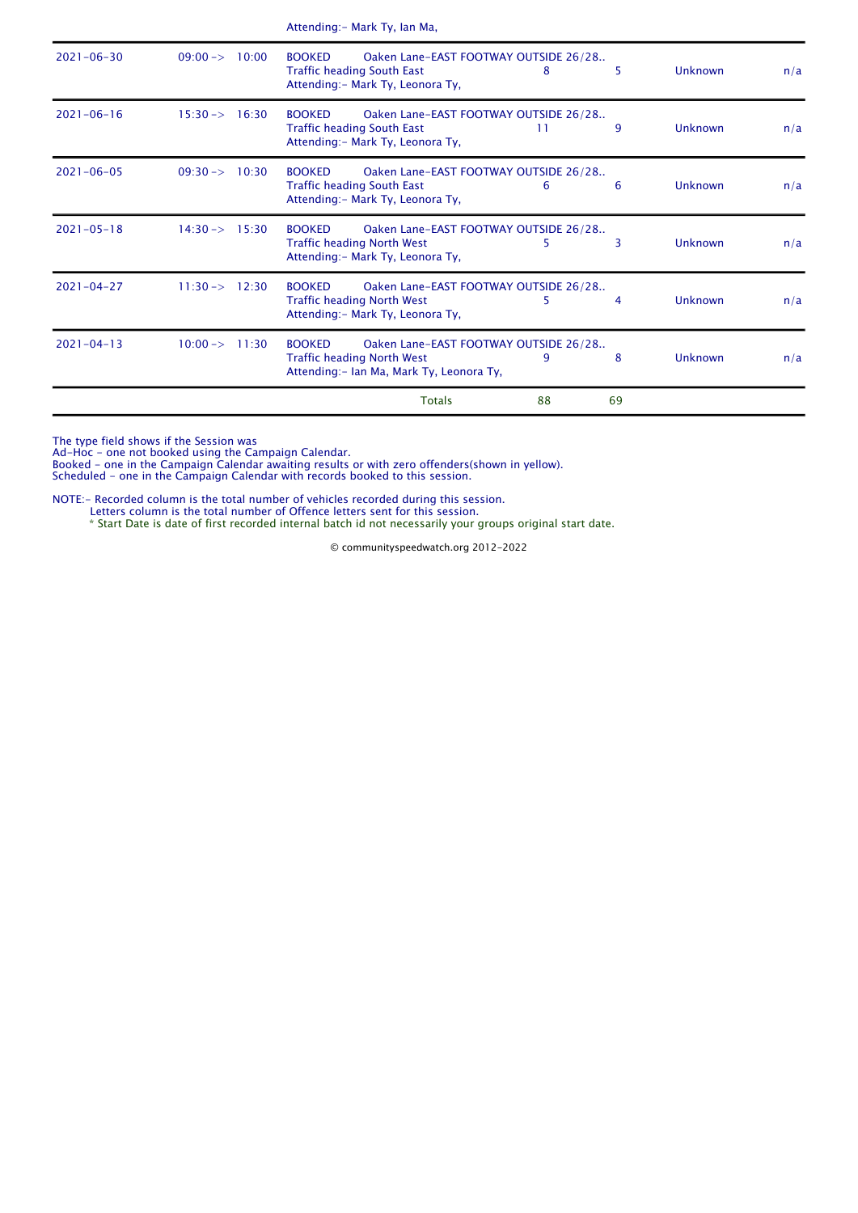| | | | | | | |
|---|---|---|---|---|---|---|
| | | Attending:- Mark Ty, Ian Ma, | | | | |
| 2021-06-30 | 09:00 -> 10:00 | BOOKED Oaken Lane-EAST FOOTWAY OUTSIDE 26/28.. Traffic heading South East Attending:- Mark Ty, Leonora Ty, | 8 | 5 | Unknown | n/a |
| 2021-06-16 | 15:30 -> 16:30 | BOOKED Oaken Lane-EAST FOOTWAY OUTSIDE 26/28.. Traffic heading South East Attending:- Mark Ty, Leonora Ty, | 11 | 9 | Unknown | n/a |
| 2021-06-05 | 09:30 -> 10:30 | BOOKED Oaken Lane-EAST FOOTWAY OUTSIDE 26/28.. Traffic heading South East Attending:- Mark Ty, Leonora Ty, | 6 | 6 | Unknown | n/a |
| 2021-05-18 | 14:30 -> 15:30 | BOOKED Oaken Lane-EAST FOOTWAY OUTSIDE 26/28.. Traffic heading North West Attending:- Mark Ty, Leonora Ty, | 5 | 3 | Unknown | n/a |
| 2021-04-27 | 11:30 -> 12:30 | BOOKED Oaken Lane-EAST FOOTWAY OUTSIDE 26/28.. Traffic heading North West Attending:- Mark Ty, Leonora Ty, | 5 | 4 | Unknown | n/a |
| 2021-04-13 | 10:00 -> 11:30 | BOOKED Oaken Lane-EAST FOOTWAY OUTSIDE 26/28.. Traffic heading North West Attending:- Ian Ma, Mark Ty, Leonora Ty, | 9 | 8 | Unknown | n/a |
| | | Totals | 88 | 69 | | |

The type field shows if the Session was
Ad-Hoc - one not booked using the Campaign Calendar.
Booked - one in the Campaign Calendar awaiting results or with zero offenders(shown in yellow).
Scheduled - one in the Campaign Calendar with records booked to this session.

NOTE:- Recorded column is the total number of vehicles recorded during this session.
Letters column is the total number of Offence letters sent for this session.
* Start Date is date of first recorded internal batch id not necessarily your groups original start date.

© communityspeedwatch.org 2012-2022